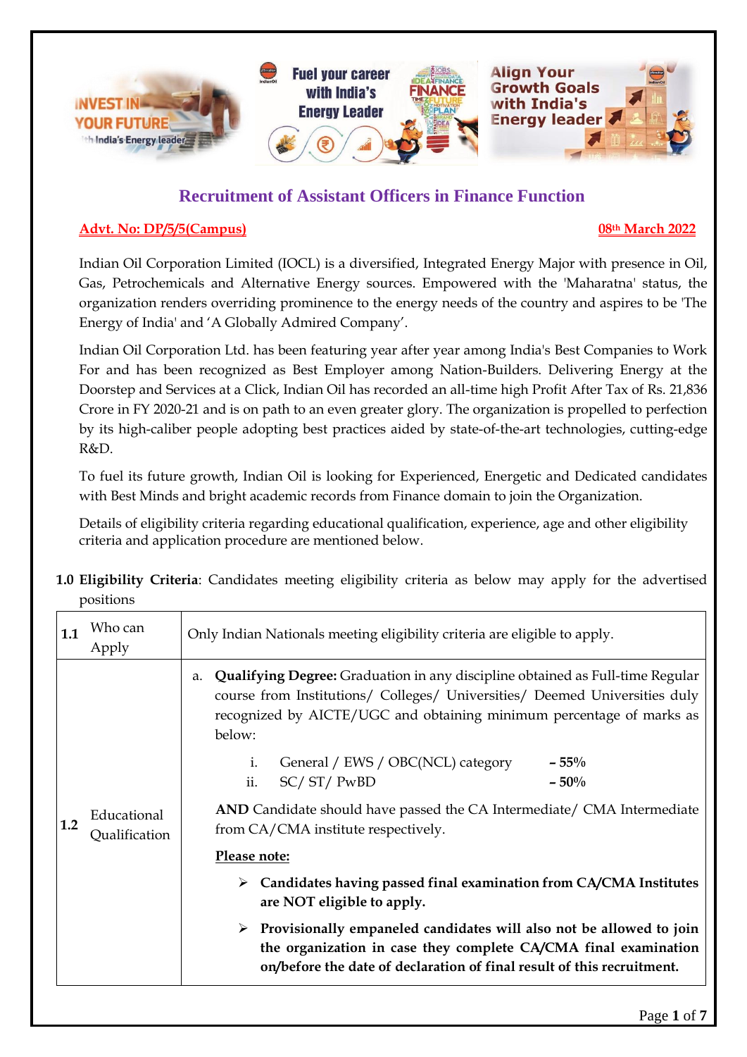# Recruitment of Assistant Officers in Finance Function

**Advt. No: DP/5/5(Campus)** **08th March 2022**

Indian Oil Corporation Limited (IOCL) is a diversified, Integrated Energy Major with presence in Oil, Gas, Petrochemicals and Alternative Energy sources. Empowered with the 'Maharatna' status, the organization renders overriding prominence to the energy needs of the country and aspires to be 'The Energy of India' and 'A Globally Admired Company'.

Indian Oil Corporation Ltd. has been featuring year after year among India's Best Companies to Work For and has been recognized as Best Employer among Nation-Builders. Delivering Energy at the Doorstep and Services at a Click, Indian Oil has recorded an all-time high Profit After Tax of Rs. 21,836 Crore in FY 2020-21 and is on path to an even greater glory. The organization is propelled to perfection by its high-caliber people adopting best practices aided by state-of-the-art technologies, cutting-edge R&D.

To fuel its future growth, Indian Oil is looking for Experienced, Energetic and Dedicated candidates with Best Minds and bright academic records from Finance domain to join the Organization.

Details of eligibility criteria regarding educational qualification, experience, age and other eligibility criteria and application procedure are mentioned below.

**1.0 Eligibility Criteria**: Candidates meeting eligibility criteria as below may apply for the advertised positions

| | | |
|---|---|---|
| **1.1** | Who can Apply | Only Indian Nationals meeting eligibility criteria are eligible to apply. |
| **1.2** | Educational Qualification | a. **Qualifying Degree:** Graduation in any discipline obtained as Full-time Regular course from Institutions/ Colleges/ Universities/ Deemed Universities duly recognized by AICTE/UGC and obtaining minimum percentage of marks as below:<br>i. General / EWS / OBC(NCL) category **– 55%**<br>ii. SC/ ST/ PwBD **– 50%**<br>**AND** Candidate should have passed the CA Intermediate/ CMA Intermediate from CA/CMA institute respectively.<br>**Please note:**<br>➢ **Candidates having passed final examination from CA/CMA Institutes are NOT eligible to apply.**<br>➢ **Provisionally empaneled candidates will also not be allowed to join the organization in case they complete CA/CMA final examination on/before the date of declaration of final result of this recruitment.** |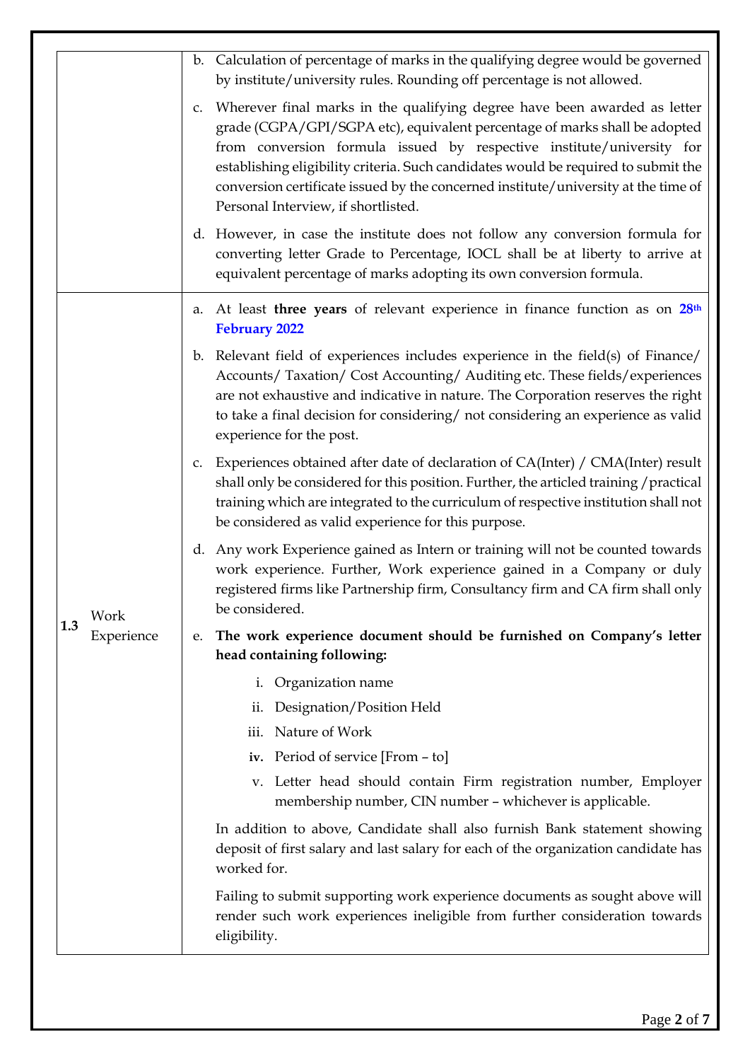| | | |
|---|---|---|
| | | b. Calculation of percentage of marks in the qualifying degree would be governed by institute/university rules. Rounding off percentage is not allowed.<br><br>c. Wherever final marks in the qualifying degree have been awarded as letter grade (CGPA/GPI/SGPA etc), equivalent percentage of marks shall be adopted from conversion formula issued by respective institute/university for establishing eligibility criteria. Such candidates would be required to submit the conversion certificate issued by the concerned institute/university at the time of Personal Interview, if shortlisted.<br><br>d. However, in case the institute does not follow any conversion formula for converting letter Grade to Percentage, IOCL shall be at liberty to arrive at equivalent percentage of marks adopting its own conversion formula. |
| **1.3** | Work Experience | a. At least **three years** of relevant experience in finance function as on **28th February 2022**<br><br>b. Relevant field of experiences includes experience in the field(s) of Finance/ Accounts/ Taxation/ Cost Accounting/ Auditing etc. These fields/experiences are not exhaustive and indicative in nature. The Corporation reserves the right to take a final decision for considering/ not considering an experience as valid experience for the post.<br><br>c. Experiences obtained after date of declaration of CA(Inter) / CMA(Inter) result shall only be considered for this position. Further, the articled training /practical training which are integrated to the curriculum of respective institution shall not be considered as valid experience for this purpose.<br><br>d. Any work Experience gained as Intern or training will not be counted towards work experience. Further, Work experience gained in a Company or duly registered firms like Partnership firm, Consultancy firm and CA firm shall only be considered.<br><br>e. **The work experience document should be furnished on Company's letter head containing following:**<br>i. Organization name<br>ii. Designation/Position Held<br>iii. Nature of Work<br>iv. Period of service [From – to]<br>v. Letter head should contain Firm registration number, Employer membership number, CIN number – whichever is applicable.<br><br>In addition to above, Candidate shall also furnish Bank statement showing deposit of first salary and last salary for each of the organization candidate has worked for.<br><br>Failing to submit supporting work experience documents as sought above will render such work experiences ineligible from further consideration towards eligibility. |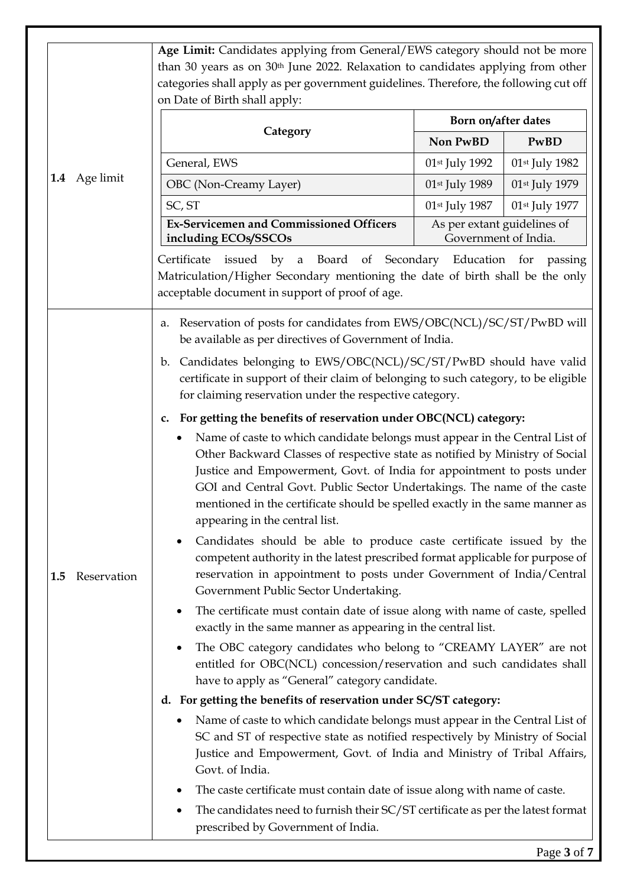| | |
|---|---|
| **1.4** Age limit | **Age Limit:** Candidates applying from General/EWS category should not be more than 30 years as on 30th June 2022. Relaxation to candidates applying from other categories shall apply as per government guidelines. Therefore, the following cut off on Date of Birth shall apply: |

| Category | Born on/after dates | |
|---|---|---|
| | **Non PwBD** | **PwBD** |
| General, EWS | 01st July 1992 | 01st July 1982 |
| OBC (Non-Creamy Layer) | 01st July 1989 | 01st July 1979 |
| SC, ST | 01st July 1987 | 01st July 1977 |
| **Ex-Servicemen and Commissioned Officers including ECOs/SSCOs** | As per extant guidelines of Government of India. | |

Certificate issued by a Board of Secondary Education for passing Matriculation/Higher Secondary mentioning the date of birth shall be the only acceptable document in support of proof of age.

**1.5** Reservation

a. Reservation of posts for candidates from EWS/OBC(NCL)/SC/ST/PwBD will be available as per directives of Government of India.

b. Candidates belonging to EWS/OBC(NCL)/SC/ST/PwBD should have valid certificate in support of their claim of belonging to such category, to be eligible for claiming reservation under the respective category.

c. **For getting the benefits of reservation under OBC(NCL) category:**

- Name of caste to which candidate belongs must appear in the Central List of Other Backward Classes of respective state as notified by Ministry of Social Justice and Empowerment, Govt. of India for appointment to posts under GOI and Central Govt. Public Sector Undertakings. The name of the caste mentioned in the certificate should be spelled exactly in the same manner as appearing in the central list.
- Candidates should be able to produce caste certificate issued by the competent authority in the latest prescribed format applicable for purpose of reservation in appointment to posts under Government of India/Central Government Public Sector Undertaking.
- The certificate must contain date of issue along with name of caste, spelled exactly in the same manner as appearing in the central list.
- The OBC category candidates who belong to "CREAMY LAYER" are not entitled for OBC(NCL) concession/reservation and such candidates shall have to apply as "General" category candidate.

d. **For getting the benefits of reservation under SC/ST category:**

- Name of caste to which candidate belongs must appear in the Central List of SC and ST of respective state as notified respectively by Ministry of Social Justice and Empowerment, Govt. of India and Ministry of Tribal Affairs, Govt. of India.
- The caste certificate must contain date of issue along with name of caste.
- The candidates need to furnish their SC/ST certificate as per the latest format prescribed by Government of India.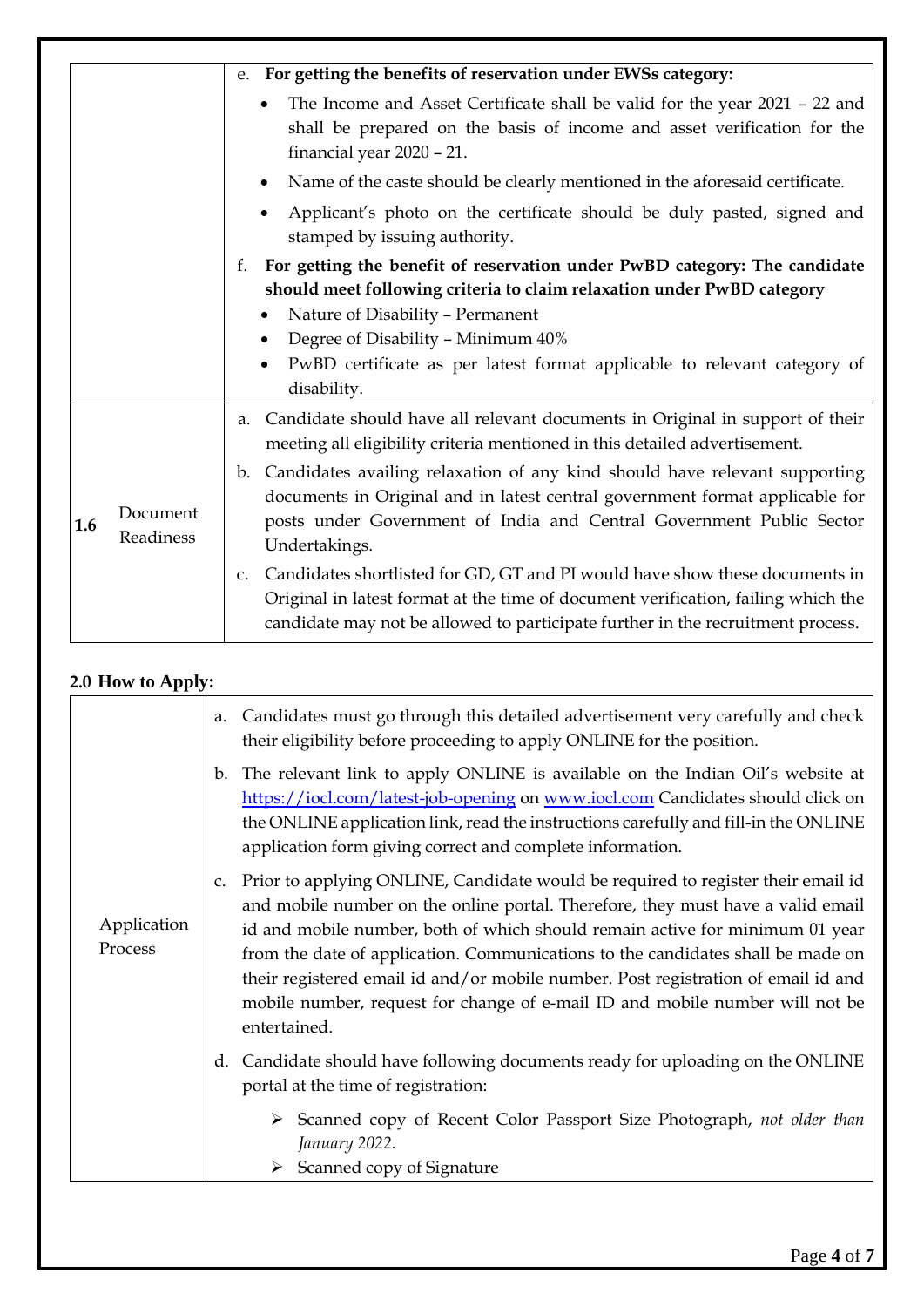| | | |
|---|---|---|
| | | e. **For getting the benefits of reservation under EWSs category:**<br>• The Income and Asset Certificate shall be valid for the year 2021 – 22 and shall be prepared on the basis of income and asset verification for the financial year 2020 – 21.<br>• Name of the caste should be clearly mentioned in the aforesaid certificate.<br>• Applicant's photo on the certificate should be duly pasted, signed and stamped by issuing authority.<br>f. **For getting the benefit of reservation under PwBD category: The candidate should meet following criteria to claim relaxation under PwBD category**<br>• Nature of Disability – Permanent<br>• Degree of Disability – Minimum 40%<br>• PwBD certificate as per latest format applicable to relevant category of disability. |
| **1.6** | Document Readiness | a. Candidate should have all relevant documents in Original in support of their meeting all eligibility criteria mentioned in this detailed advertisement.<br>b. Candidates availing relaxation of any kind should have relevant supporting documents in Original and in latest central government format applicable for posts under Government of India and Central Government Public Sector Undertakings.<br>c. Candidates shortlisted for GD, GT and PI would have show these documents in Original in latest format at the time of document verification, failing which the candidate may not be allowed to participate further in the recruitment process. |

## 2.0 How to Apply:

| | |
|---|---|
| Application Process | a. Candidates must go through this detailed advertisement very carefully and check their eligibility before proceeding to apply ONLINE for the position.<br>b. The relevant link to apply ONLINE is available on the Indian Oil's website at https://iocl.com/latest-job-opening on www.iocl.com Candidates should click on the ONLINE application link, read the instructions carefully and fill-in the ONLINE application form giving correct and complete information.<br>c. Prior to applying ONLINE, Candidate would be required to register their email id and mobile number on the online portal. Therefore, they must have a valid email id and mobile number, both of which should remain active for minimum 01 year from the date of application. Communications to the candidates shall be made on their registered email id and/or mobile number. Post registration of email id and mobile number, request for change of e-mail ID and mobile number will not be entertained.<br>d. Candidate should have following documents ready for uploading on the ONLINE portal at the time of registration:<br>➢ Scanned copy of Recent Color Passport Size Photograph, *not older than January 2022.*<br>➢ Scanned copy of Signature |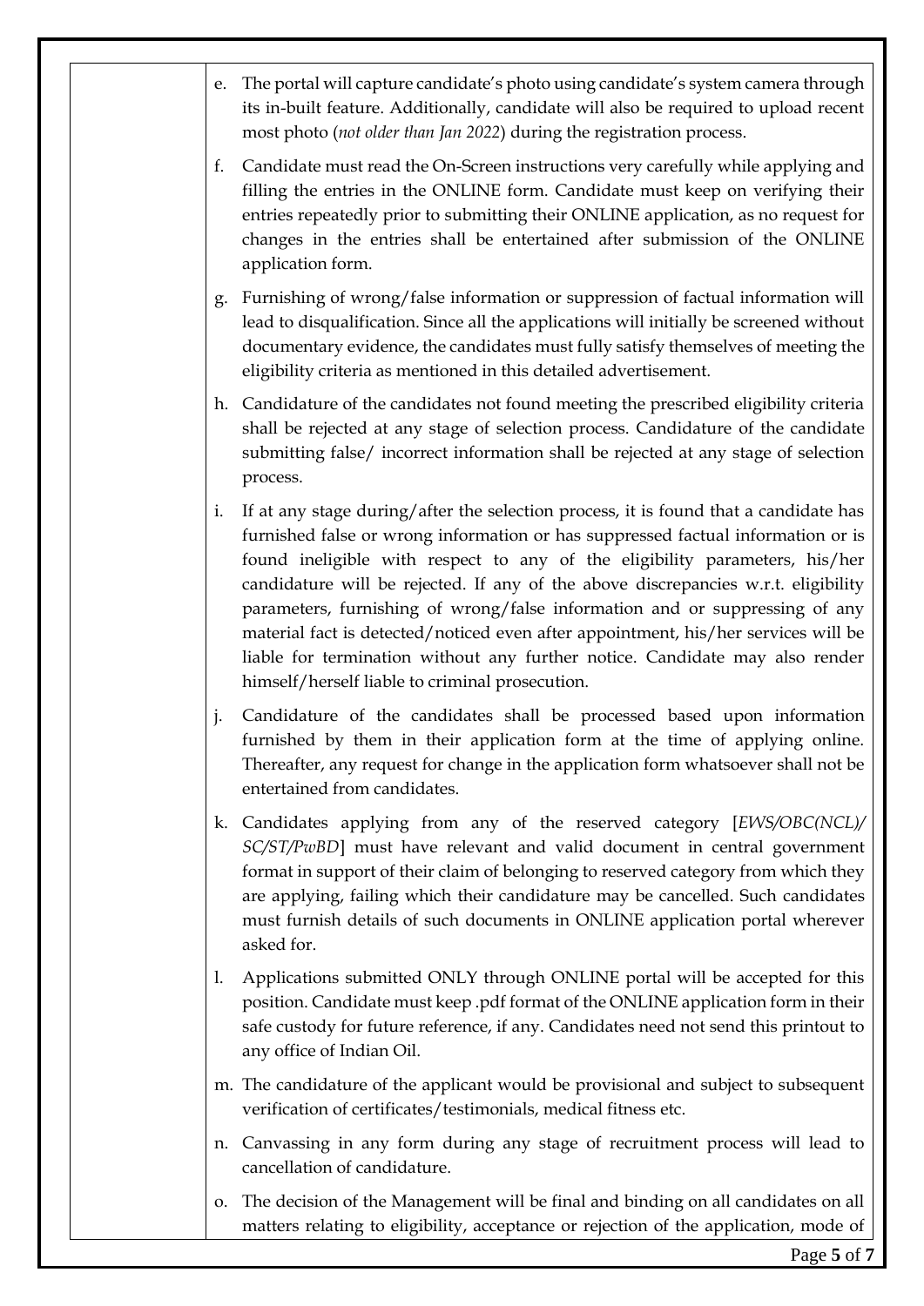e. The portal will capture candidate's photo using candidate's system camera through its in-built feature. Additionally, candidate will also be required to upload recent most photo (*not older than Jan 2022*) during the registration process.

f. Candidate must read the On-Screen instructions very carefully while applying and filling the entries in the ONLINE form. Candidate must keep on verifying their entries repeatedly prior to submitting their ONLINE application, as no request for changes in the entries shall be entertained after submission of the ONLINE application form.

g. Furnishing of wrong/false information or suppression of factual information will lead to disqualification. Since all the applications will initially be screened without documentary evidence, the candidates must fully satisfy themselves of meeting the eligibility criteria as mentioned in this detailed advertisement.

h. Candidature of the candidates not found meeting the prescribed eligibility criteria shall be rejected at any stage of selection process. Candidature of the candidate submitting false/ incorrect information shall be rejected at any stage of selection process.

i. If at any stage during/after the selection process, it is found that a candidate has furnished false or wrong information or has suppressed factual information or is found ineligible with respect to any of the eligibility parameters, his/her candidature will be rejected. If any of the above discrepancies w.r.t. eligibility parameters, furnishing of wrong/false information and or suppressing of any material fact is detected/noticed even after appointment, his/her services will be liable for termination without any further notice. Candidate may also render himself/herself liable to criminal prosecution.

j. Candidature of the candidates shall be processed based upon information furnished by them in their application form at the time of applying online. Thereafter, any request for change in the application form whatsoever shall not be entertained from candidates.

k. Candidates applying from any of the reserved category [*EWS/OBC(NCL)/ SC/ST/PwBD*] must have relevant and valid document in central government format in support of their claim of belonging to reserved category from which they are applying, failing which their candidature may be cancelled. Such candidates must furnish details of such documents in ONLINE application portal wherever asked for.

l. Applications submitted ONLY through ONLINE portal will be accepted for this position. Candidate must keep .pdf format of the ONLINE application form in their safe custody for future reference, if any. Candidates need not send this printout to any office of Indian Oil.

m. The candidature of the applicant would be provisional and subject to subsequent verification of certificates/testimonials, medical fitness etc.

n. Canvassing in any form during any stage of recruitment process will lead to cancellation of candidature.

o. The decision of the Management will be final and binding on all candidates on all matters relating to eligibility, acceptance or rejection of the application, mode of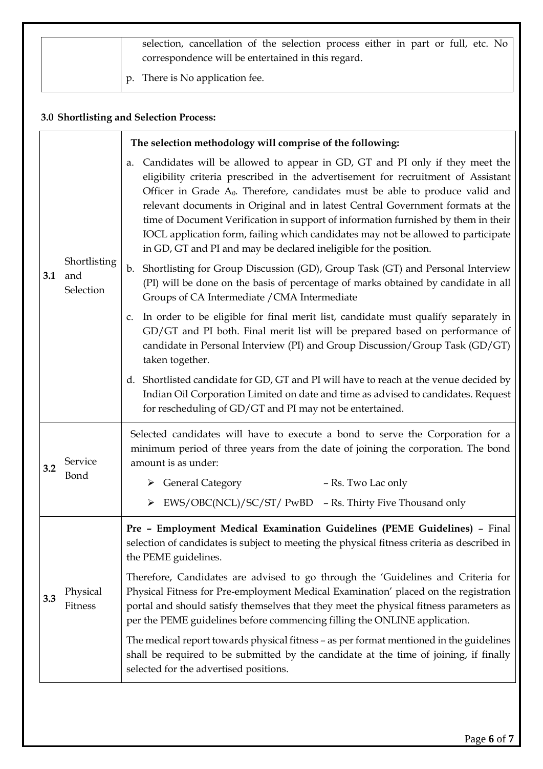| | selection, cancellation of the selection process either in part or full, etc. No correspondence will be entertained in this regard.<br>p. There is No application fee. |
|---|---|

**3.0 Shortlisting and Selection Process:**

| | | |
|---|---|---|
| **3.1** | Shortlisting and Selection | **The selection methodology will comprise of the following:**<br>a. Candidates will be allowed to appear in GD, GT and PI only if they meet the eligibility criteria prescribed in the advertisement for recruitment of Assistant Officer in Grade $A_0$. Therefore, candidates must be able to produce valid and relevant documents in Original and in latest Central Government formats at the time of Document Verification in support of information furnished by them in their IOCL application form, failing which candidates may not be allowed to participate in GD, GT and PI and may be declared ineligible for the position.<br>b. Shortlisting for Group Discussion (GD), Group Task (GT) and Personal Interview (PI) will be done on the basis of percentage of marks obtained by candidate in all Groups of CA Intermediate /CMA Intermediate<br>c. In order to be eligible for final merit list, candidate must qualify separately in GD/GT and PI both. Final merit list will be prepared based on performance of candidate in Personal Interview (PI) and Group Discussion/Group Task (GD/GT) taken together.<br>d. Shortlisted candidate for GD, GT and PI will have to reach at the venue decided by Indian Oil Corporation Limited on date and time as advised to candidates. Request for rescheduling of GD/GT and PI may not be entertained. |
| **3.2** | Service Bond | Selected candidates will have to execute a bond to serve the Corporation for a minimum period of three years from the date of joining the corporation. The bond amount is as under:<br>➢ General Category – Rs. Two Lac only<br>➢ EWS/OBC(NCL)/SC/ST/ PwBD – Rs. Thirty Five Thousand only |
| **3.3** | Physical Fitness | **Pre – Employment Medical Examination Guidelines (PEME Guidelines)** – Final selection of candidates is subject to meeting the physical fitness criteria as described in the PEME guidelines.<br>Therefore, Candidates are advised to go through the 'Guidelines and Criteria for Physical Fitness for Pre-employment Medical Examination' placed on the registration portal and should satisfy themselves that they meet the physical fitness parameters as per the PEME guidelines before commencing filling the ONLINE application.<br>The medical report towards physical fitness – as per format mentioned in the guidelines shall be required to be submitted by the candidate at the time of joining, if finally selected for the advertised positions. |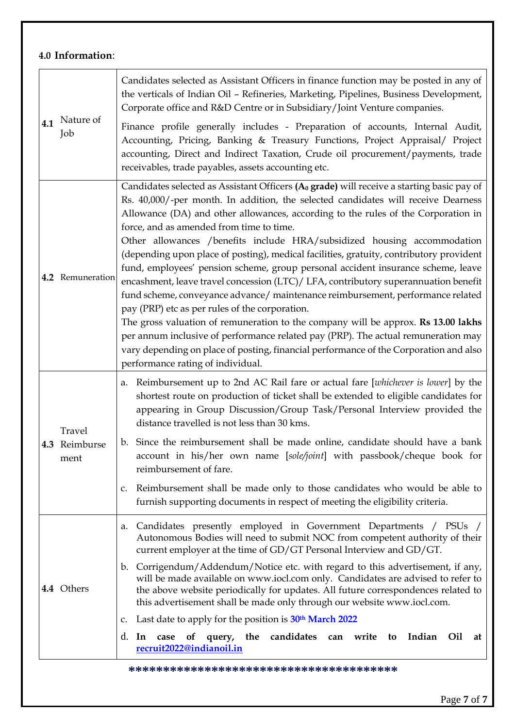## 4.0 Information:

| | | |
|---|---|---|
| **4.1** | Nature of Job | Candidates selected as Assistant Officers in finance function may be posted in any of the verticals of Indian Oil – Refineries, Marketing, Pipelines, Business Development, Corporate office and R&D Centre or in Subsidiary/Joint Venture companies.<br><br>Finance profile generally includes - Preparation of accounts, Internal Audit, Accounting, Pricing, Banking & Treasury Functions, Project Appraisal/ Project accounting, Direct and Indirect Taxation, Crude oil procurement/payments, trade receivables, trade payables, assets accounting etc. |
| **4.2** | Remuneration | Candidates selected as Assistant Officers **($A_0$ grade)** will receive a starting basic pay of Rs. 40,000/-per month. In addition, the selected candidates will receive Dearness Allowance (DA) and other allowances, according to the rules of the Corporation in force, and as amended from time to time.<br>Other allowances /benefits include HRA/subsidized housing accommodation (depending upon place of posting), medical facilities, gratuity, contributory provident fund, employees' pension scheme, group personal accident insurance scheme, leave encashment, leave travel concession (LTC)/ LFA, contributory superannuation benefit fund scheme, conveyance advance/ maintenance reimbursement, performance related pay (PRP) etc as per rules of the corporation.<br>The gross valuation of remuneration to the company will be approx. **Rs 13.00 lakhs** per annum inclusive of performance related pay (PRP). The actual remuneration may vary depending on place of posting, financial performance of the Corporation and also performance rating of individual. |
| **4.3** | Travel Reimbursement | a. Reimbursement up to 2nd AC Rail fare or actual fare [*whichever is lower*] by the shortest route on production of ticket shall be extended to eligible candidates for appearing in Group Discussion/Group Task/Personal Interview provided the distance travelled is not less than 30 kms.<br><br>b. Since the reimbursement shall be made online, candidate should have a bank account in his/her own name [*sole/joint*] with passbook/cheque book for reimbursement of fare.<br><br>c. Reimbursement shall be made only to those candidates who would be able to furnish supporting documents in respect of meeting the eligibility criteria. |
| **4.4** | Others | a. Candidates presently employed in Government Departments / PSUs / Autonomous Bodies will need to submit NOC from competent authority of their current employer at the time of GD/GT Personal Interview and GD/GT.<br><br>b. Corrigendum/Addendum/Notice etc. with regard to this advertisement, if any, will be made available on www.iocl.com only. Candidates are advised to refer to the above website periodically for updates. All future correspondences related to this advertisement shall be made only through our website www.iocl.com.<br><br>c. Last date to apply for the position is **30th March 2022**<br><br>d. **In case of query, the candidates can write to Indian Oil at recruit2022@indianoil.in** |

****************************************